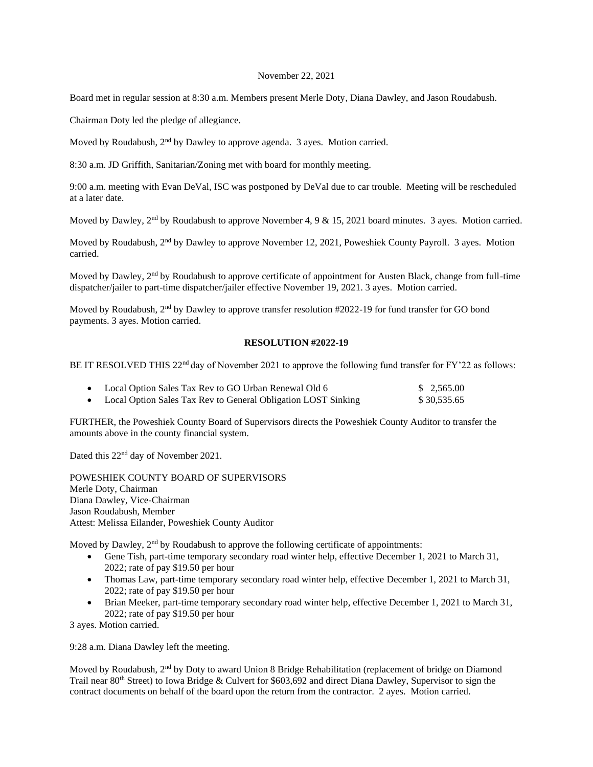November 22, 2021

Board met in regular session at 8:30 a.m. Members present Merle Doty, Diana Dawley, and Jason Roudabush.

Chairman Doty led the pledge of allegiance.

Moved by Roudabush, 2nd by Dawley to approve agenda. 3 ayes. Motion carried.

8:30 a.m. JD Griffith, Sanitarian/Zoning met with board for monthly meeting.

9:00 a.m. meeting with Evan DeVal, ISC was postponed by DeVal due to car trouble. Meeting will be rescheduled at a later date.

Moved by Dawley, 2nd by Roudabush to approve November 4, 9 & 15, 2021 board minutes. 3 ayes. Motion carried.

Moved by Roudabush, 2nd by Dawley to approve November 12, 2021, Poweshiek County Payroll. 3 ayes. Motion carried.

Moved by Dawley, 2nd by Roudabush to approve certificate of appointment for Austen Black, change from full-time dispatcher/jailer to part-time dispatcher/jailer effective November 19, 2021. 3 ayes. Motion carried.

Moved by Roudabush, 2nd by Dawley to approve transfer resolution #2022-19 for fund transfer for GO bond payments. 3 ayes. Motion carried.

**RESOLUTION #2022-19**

BE IT RESOLVED THIS 22nd day of November 2021 to approve the following fund transfer for FY'22 as follows:

- Local Option Sales Tax Rev to GO Urban Renewal Old 6 $ 2,565.00
- Local Option Sales Tax Rev to General Obligation LOST Sinking $ 30,535.65

FURTHER, the Poweshiek County Board of Supervisors directs the Poweshiek County Auditor to transfer the amounts above in the county financial system.

Dated this 22nd day of November 2021.

POWESHIEK COUNTY BOARD OF SUPERVISORS
Merle Doty, Chairman
Diana Dawley, Vice-Chairman
Jason Roudabush, Member
Attest: Melissa Eilander, Poweshiek County Auditor

Moved by Dawley, 2nd by Roudabush to approve the following certificate of appointments:

- Gene Tish, part-time temporary secondary road winter help, effective December 1, 2021 to March 31, 2022; rate of pay $19.50 per hour
- Thomas Law, part-time temporary secondary road winter help, effective December 1, 2021 to March 31, 2022; rate of pay $19.50 per hour
- Brian Meeker, part-time temporary secondary road winter help, effective December 1, 2021 to March 31, 2022; rate of pay $19.50 per hour

3 ayes. Motion carried.

9:28 a.m. Diana Dawley left the meeting.

Moved by Roudabush, 2nd by Doty to award Union 8 Bridge Rehabilitation (replacement of bridge on Diamond Trail near 80th Street) to Iowa Bridge & Culvert for $603,692 and direct Diana Dawley, Supervisor to sign the contract documents on behalf of the board upon the return from the contractor. 2 ayes. Motion carried.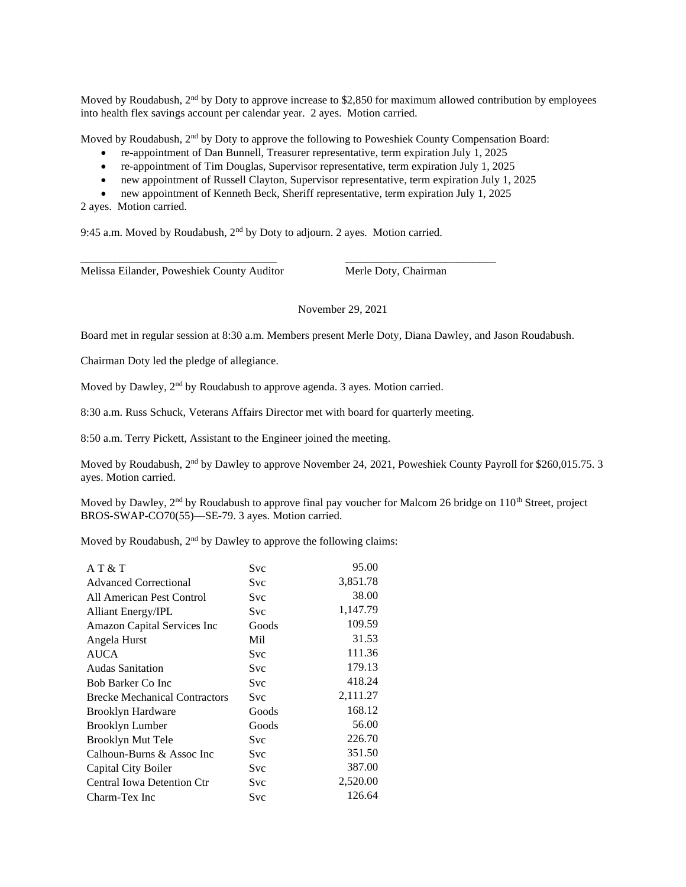Moved by Roudabush, 2nd by Doty to approve increase to $2,850 for maximum allowed contribution by employees into health flex savings account per calendar year. 2 ayes. Motion carried.

Moved by Roudabush, 2nd by Doty to approve the following to Poweshiek County Compensation Board:

- re-appointment of Dan Bunnell, Treasurer representative, term expiration July 1, 2025
- re-appointment of Tim Douglas, Supervisor representative, term expiration July 1, 2025
- new appointment of Russell Clayton, Supervisor representative, term expiration July 1, 2025
- new appointment of Kenneth Beck, Sheriff representative, term expiration July 1, 2025

2 ayes. Motion carried.

9:45 a.m. Moved by Roudabush, 2nd by Doty to adjourn. 2 ayes. Motion carried.

___________________________________ ___________________________

Melissa Eilander, Poweshiek County Auditor Merle Doty, Chairman

November 29, 2021

Board met in regular session at 8:30 a.m. Members present Merle Doty, Diana Dawley, and Jason Roudabush.

Chairman Doty led the pledge of allegiance.

Moved by Dawley, 2nd by Roudabush to approve agenda. 3 ayes. Motion carried.

8:30 a.m. Russ Schuck, Veterans Affairs Director met with board for quarterly meeting.

8:50 a.m. Terry Pickett, Assistant to the Engineer joined the meeting.

Moved by Roudabush, 2nd by Dawley to approve November 24, 2021, Poweshiek County Payroll for $260,015.75. 3 ayes. Motion carried.

Moved by Dawley, 2nd by Roudabush to approve final pay voucher for Malcom 26 bridge on 110th Street, project BROS-SWAP-CO70(55)—SE-79. 3 ayes. Motion carried.

Moved by Roudabush, 2nd by Dawley to approve the following claims:

| | | |
|---|---|---|
| A T & T | Svc | 95.00 |
| Advanced Correctional | Svc | 3,851.78 |
| All American Pest Control | Svc | 38.00 |
| Alliant Energy/IPL | Svc | 1,147.79 |
| Amazon Capital Services Inc | Goods | 109.59 |
| Angela Hurst | Mil | 31.53 |
| AUCA | Svc | 111.36 |
| Audas Sanitation | Svc | 179.13 |
| Bob Barker Co Inc | Svc | 418.24 |
| Brecke Mechanical Contractors | Svc | 2,111.27 |
| Brooklyn Hardware | Goods | 168.12 |
| Brooklyn Lumber | Goods | 56.00 |
| Brooklyn Mut Tele | Svc | 226.70 |
| Calhoun-Burns & Assoc Inc | Svc | 351.50 |
| Capital City Boiler | Svc | 387.00 |
| Central Iowa Detention Ctr | Svc | 2,520.00 |
| Charm-Tex Inc | Svc | 126.64 |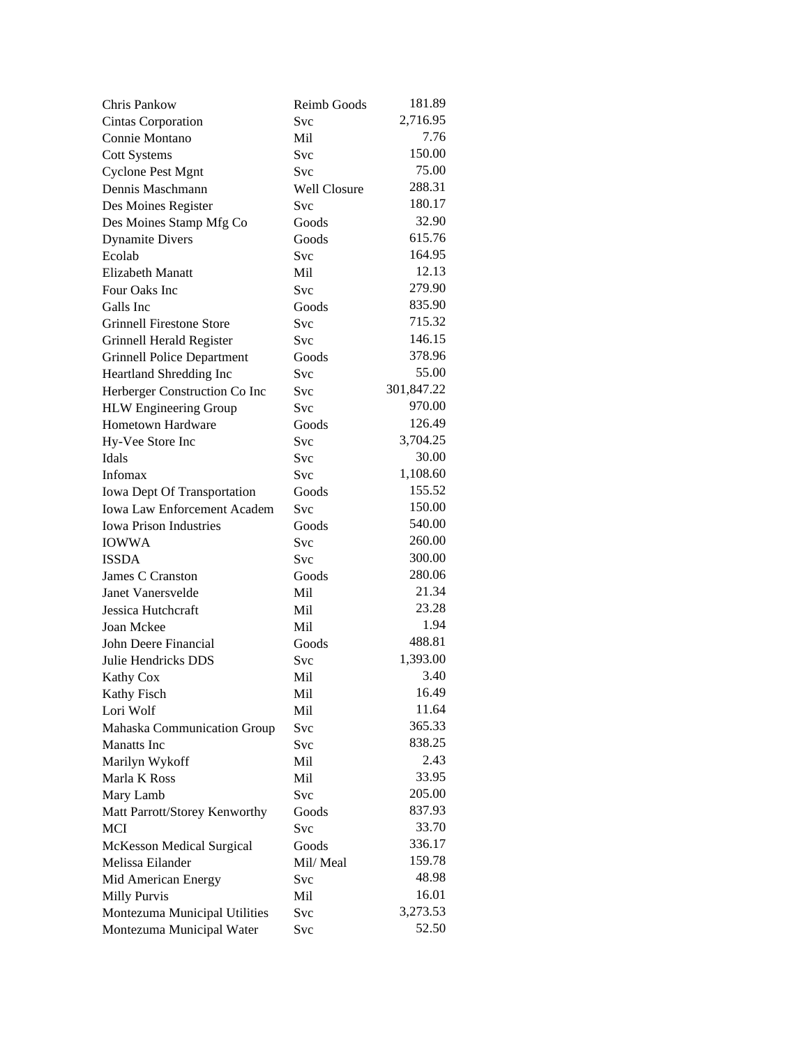| | | |
|---|---|---|
| Chris Pankow | Reimb Goods | 181.89 |
| Cintas Corporation | Svc | 2,716.95 |
| Connie Montano | Mil | 7.76 |
| Cott Systems | Svc | 150.00 |
| Cyclone Pest Mgnt | Svc | 75.00 |
| Dennis Maschmann | Well Closure | 288.31 |
| Des Moines Register | Svc | 180.17 |
| Des Moines Stamp Mfg Co | Goods | 32.90 |
| Dynamite Divers | Goods | 615.76 |
| Ecolab | Svc | 164.95 |
| Elizabeth Manatt | Mil | 12.13 |
| Four Oaks Inc | Svc | 279.90 |
| Galls Inc | Goods | 835.90 |
| Grinnell Firestone Store | Svc | 715.32 |
| Grinnell Herald Register | Svc | 146.15 |
| Grinnell Police Department | Goods | 378.96 |
| Heartland Shredding Inc | Svc | 55.00 |
| Herberger Construction Co Inc | Svc | 301,847.22 |
| HLW Engineering Group | Svc | 970.00 |
| Hometown Hardware | Goods | 126.49 |
| Hy-Vee Store Inc | Svc | 3,704.25 |
| Idals | Svc | 30.00 |
| Infomax | Svc | 1,108.60 |
| Iowa Dept Of Transportation | Goods | 155.52 |
| Iowa Law Enforcement Academ | Svc | 150.00 |
| Iowa Prison Industries | Goods | 540.00 |
| IOWWA | Svc | 260.00 |
| ISSDA | Svc | 300.00 |
| James C Cranston | Goods | 280.06 |
| Janet Vanersvelde | Mil | 21.34 |
| Jessica Hutchcraft | Mil | 23.28 |
| Joan Mckee | Mil | 1.94 |
| John Deere Financial | Goods | 488.81 |
| Julie Hendricks DDS | Svc | 1,393.00 |
| Kathy Cox | Mil | 3.40 |
| Kathy Fisch | Mil | 16.49 |
| Lori Wolf | Mil | 11.64 |
| Mahaska Communication Group | Svc | 365.33 |
| Manatts Inc | Svc | 838.25 |
| Marilyn Wykoff | Mil | 2.43 |
| Marla K Ross | Mil | 33.95 |
| Mary Lamb | Svc | 205.00 |
| Matt Parrott/Storey Kenworthy | Goods | 837.93 |
| MCI | Svc | 33.70 |
| McKesson Medical Surgical | Goods | 336.17 |
| Melissa Eilander | Mil/ Meal | 159.78 |
| Mid American Energy | Svc | 48.98 |
| Milly Purvis | Mil | 16.01 |
| Montezuma Municipal Utilities | Svc | 3,273.53 |
| Montezuma Municipal Water | Svc | 52.50 |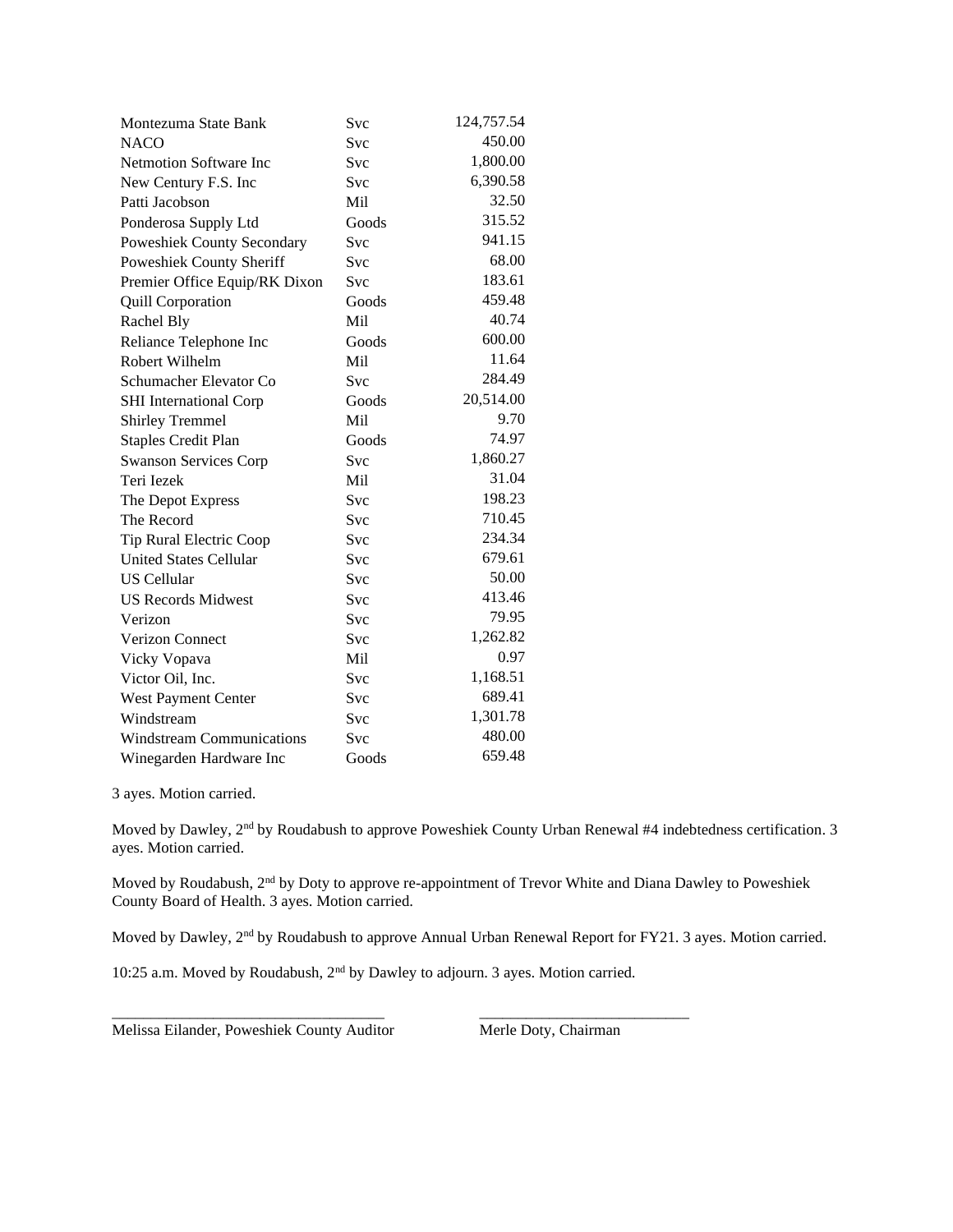| | | |
|---|---|---|
| Montezuma State Bank | Svc | 124,757.54 |
| NACO | Svc | 450.00 |
| Netmotion Software Inc | Svc | 1,800.00 |
| New Century F.S. Inc | Svc | 6,390.58 |
| Patti Jacobson | Mil | 32.50 |
| Ponderosa Supply Ltd | Goods | 315.52 |
| Poweshiek County Secondary | Svc | 941.15 |
| Poweshiek County Sheriff | Svc | 68.00 |
| Premier Office Equip/RK Dixon | Svc | 183.61 |
| Quill Corporation | Goods | 459.48 |
| Rachel Bly | Mil | 40.74 |
| Reliance Telephone Inc | Goods | 600.00 |
| Robert Wilhelm | Mil | 11.64 |
| Schumacher Elevator Co | Svc | 284.49 |
| SHI International Corp | Goods | 20,514.00 |
| Shirley Tremmel | Mil | 9.70 |
| Staples Credit Plan | Goods | 74.97 |
| Swanson Services Corp | Svc | 1,860.27 |
| Teri Iezek | Mil | 31.04 |
| The Depot Express | Svc | 198.23 |
| The Record | Svc | 710.45 |
| Tip Rural Electric Coop | Svc | 234.34 |
| United States Cellular | Svc | 679.61 |
| US Cellular | Svc | 50.00 |
| US Records Midwest | Svc | 413.46 |
| Verizon | Svc | 79.95 |
| Verizon Connect | Svc | 1,262.82 |
| Vicky Vopava | Mil | 0.97 |
| Victor Oil, Inc. | Svc | 1,168.51 |
| West Payment Center | Svc | 689.41 |
| Windstream | Svc | 1,301.78 |
| Windstream Communications | Svc | 480.00 |
| Winegarden Hardware Inc | Goods | 659.48 |

3 ayes. Motion carried.

Moved by Dawley, 2nd by Roudabush to approve Poweshiek County Urban Renewal #4 indebtedness certification. 3 ayes. Motion carried.

Moved by Roudabush, 2nd by Doty to approve re-appointment of Trevor White and Diana Dawley to Poweshiek County Board of Health. 3 ayes. Motion carried.

Moved by Dawley, 2nd by Roudabush to approve Annual Urban Renewal Report for FY21. 3 ayes. Motion carried.

10:25 a.m. Moved by Roudabush, 2nd by Dawley to adjourn. 3 ayes. Motion carried.

\_\_\_\_\_\_\_\_\_\_\_\_\_\_\_\_\_\_\_\_\_\_\_\_\_\_\_\_\_\_\_\_\_\_\_ \_\_\_\_\_\_\_\_\_\_\_\_\_\_\_\_\_\_\_\_\_\_\_\_\_\_\_

Melissa Eilander, Poweshiek County Auditor Merle Doty, Chairman